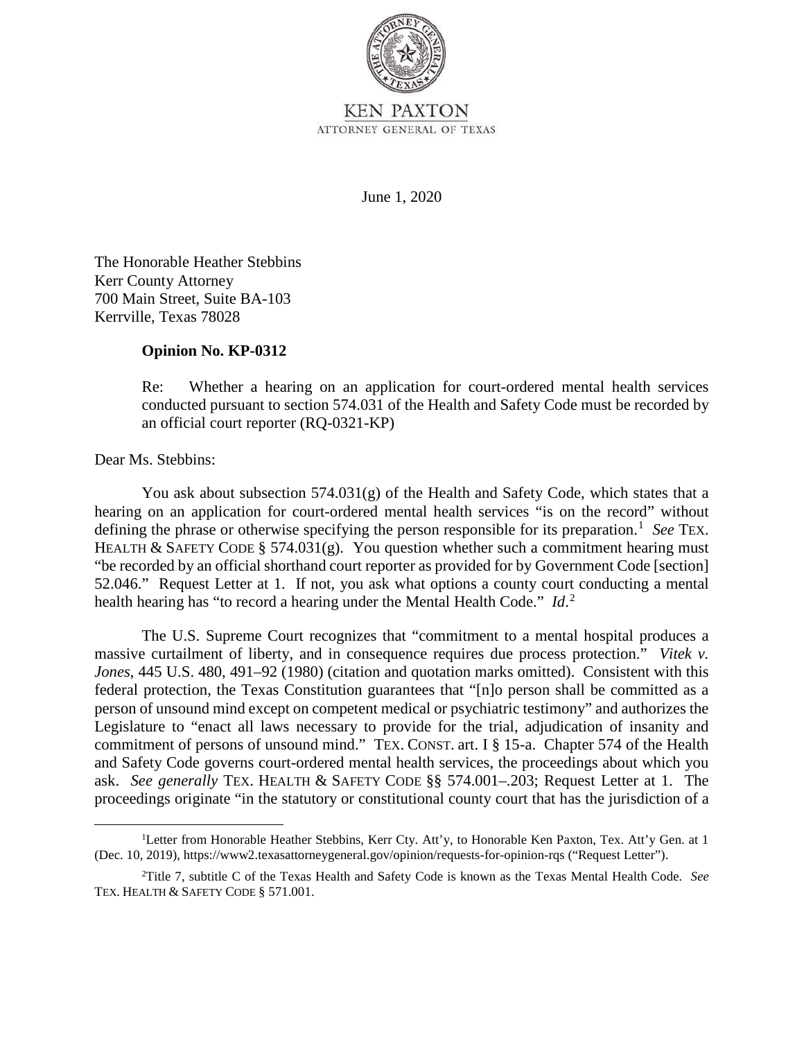KEN PAXTON
ATTORNEY GENERAL OF TEXAS

June 1, 2020

The Honorable Heather Stebbins
Kerr County Attorney
700 Main Street, Suite BA-103
Kerrville, Texas 78028

**Opinion No. KP-0312**

Re: Whether a hearing on an application for court-ordered mental health services conducted pursuant to section 574.031 of the Health and Safety Code must be recorded by an official court reporter (RQ-0321-KP)

Dear Ms. Stebbins:

You ask about subsection 574.031(g) of the Health and Safety Code, which states that a hearing on an application for court-ordered mental health services "is on the record" without defining the phrase or otherwise specifying the person responsible for its preparation.[1] *See* TEX. HEALTH & SAFETY CODE § 574.031(g). You question whether such a commitment hearing must "be recorded by an official shorthand court reporter as provided for by Government Code [section] 52.046." Request Letter at 1. If not, you ask what options a county court conducting a mental health hearing has "to record a hearing under the Mental Health Code." *Id.*[2]

The U.S. Supreme Court recognizes that "commitment to a mental hospital produces a massive curtailment of liberty, and in consequence requires due process protection." *Vitek v. Jones*, 445 U.S. 480, 491–92 (1980) (citation and quotation marks omitted). Consistent with this federal protection, the Texas Constitution guarantees that "[n]o person shall be committed as a person of unsound mind except on competent medical or psychiatric testimony" and authorizes the Legislature to "enact all laws necessary to provide for the trial, adjudication of insanity and commitment of persons of unsound mind." TEX. CONST. art. I § 15-a. Chapter 574 of the Health and Safety Code governs court-ordered mental health services, the proceedings about which you ask. *See generally* TEX. HEALTH & SAFETY CODE §§ 574.001–.203; Request Letter at 1. The proceedings originate "in the statutory or constitutional county court that has the jurisdiction of a

---

[1]Letter from Honorable Heather Stebbins, Kerr Cty. Att'y, to Honorable Ken Paxton, Tex. Att'y Gen. at 1 (Dec. 10, 2019), https://www2.texasattorneygeneral.gov/opinion/requests-for-opinion-rqs ("Request Letter").

[2]Title 7, subtitle C of the Texas Health and Safety Code is known as the Texas Mental Health Code. *See* TEX. HEALTH & SAFETY CODE § 571.001.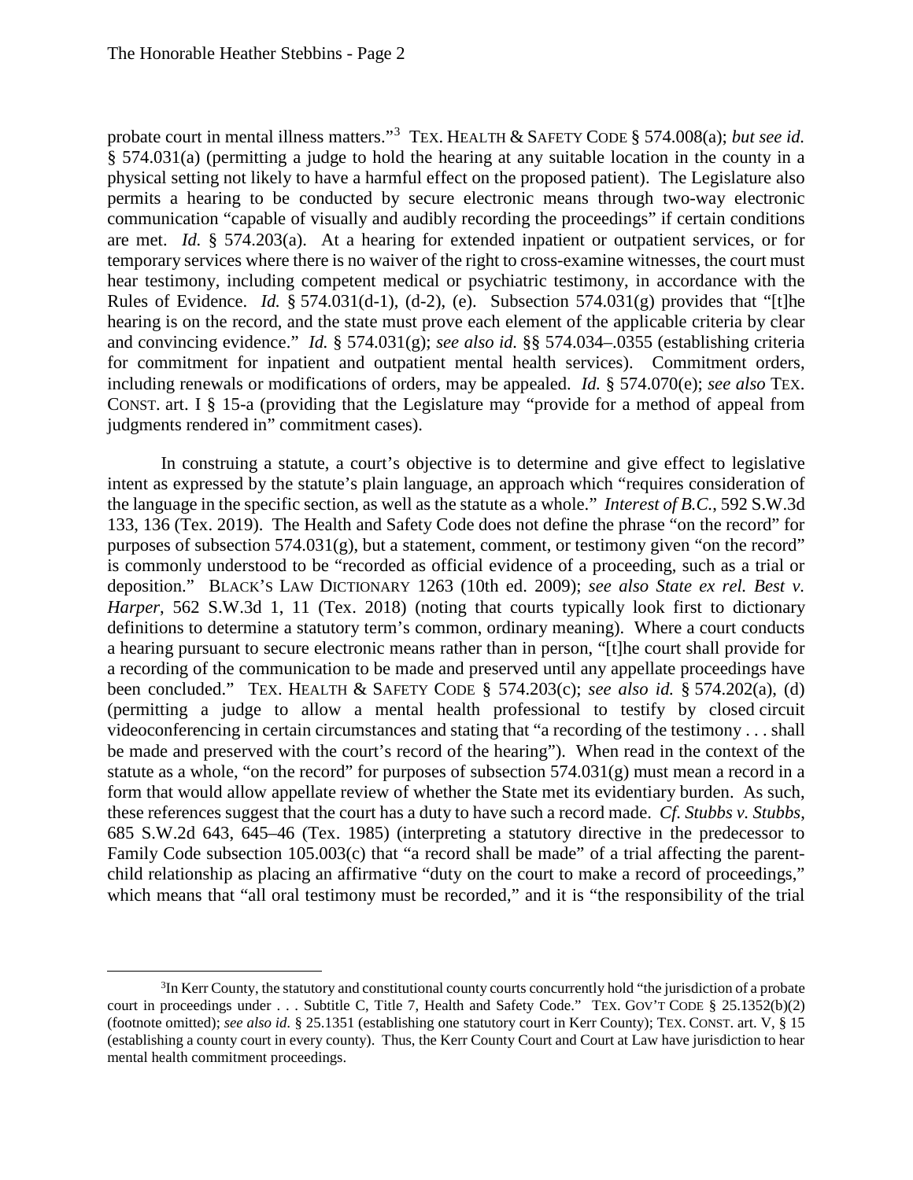probate court in mental illness matters."[3] TEX. HEALTH & SAFETY CODE § 574.008(a); *but see id.* § 574.031(a) (permitting a judge to hold the hearing at any suitable location in the county in a physical setting not likely to have a harmful effect on the proposed patient). The Legislature also permits a hearing to be conducted by secure electronic means through two-way electronic communication "capable of visually and audibly recording the proceedings" if certain conditions are met. *Id.* § 574.203(a). At a hearing for extended inpatient or outpatient services, or for temporary services where there is no waiver of the right to cross-examine witnesses, the court must hear testimony, including competent medical or psychiatric testimony, in accordance with the Rules of Evidence. *Id.* § 574.031(d-1), (d-2), (e). Subsection 574.031(g) provides that "[t]he hearing is on the record, and the state must prove each element of the applicable criteria by clear and convincing evidence." *Id.* § 574.031(g); *see also id.* §§ 574.034–.0355 (establishing criteria for commitment for inpatient and outpatient mental health services). Commitment orders, including renewals or modifications of orders, may be appealed. *Id.* § 574.070(e); *see also* TEX. CONST. art. I § 15-a (providing that the Legislature may "provide for a method of appeal from judgments rendered in" commitment cases).

In construing a statute, a court's objective is to determine and give effect to legislative intent as expressed by the statute's plain language, an approach which "requires consideration of the language in the specific section, as well as the statute as a whole." *Interest of B.C.*, 592 S.W.3d 133, 136 (Tex. 2019). The Health and Safety Code does not define the phrase "on the record" for purposes of subsection 574.031(g), but a statement, comment, or testimony given "on the record" is commonly understood to be "recorded as official evidence of a proceeding, such as a trial or deposition." BLACK'S LAW DICTIONARY 1263 (10th ed. 2009); *see also State ex rel. Best v. Harper*, 562 S.W.3d 1, 11 (Tex. 2018) (noting that courts typically look first to dictionary definitions to determine a statutory term's common, ordinary meaning). Where a court conducts a hearing pursuant to secure electronic means rather than in person, "[t]he court shall provide for a recording of the communication to be made and preserved until any appellate proceedings have been concluded." TEX. HEALTH & SAFETY CODE § 574.203(c); *see also id.* § 574.202(a), (d) (permitting a judge to allow a mental health professional to testify by closed circuit videoconferencing in certain circumstances and stating that "a recording of the testimony . . . shall be made and preserved with the court's record of the hearing"). When read in the context of the statute as a whole, "on the record" for purposes of subsection 574.031(g) must mean a record in a form that would allow appellate review of whether the State met its evidentiary burden. As such, these references suggest that the court has a duty to have such a record made. *Cf. Stubbs v. Stubbs*, 685 S.W.2d 643, 645–46 (Tex. 1985) (interpreting a statutory directive in the predecessor to Family Code subsection 105.003(c) that "a record shall be made" of a trial affecting the parent-child relationship as placing an affirmative "duty on the court to make a record of proceedings," which means that "all oral testimony must be recorded," and it is "the responsibility of the trial

[3]In Kerr County, the statutory and constitutional county courts concurrently hold "the jurisdiction of a probate court in proceedings under . . . Subtitle C, Title 7, Health and Safety Code." TEX. GOV'T CODE § 25.1352(b)(2) (footnote omitted); *see also id.* § 25.1351 (establishing one statutory court in Kerr County); TEX. CONST. art. V, § 15 (establishing a county court in every county). Thus, the Kerr County Court and Court at Law have jurisdiction to hear mental health commitment proceedings.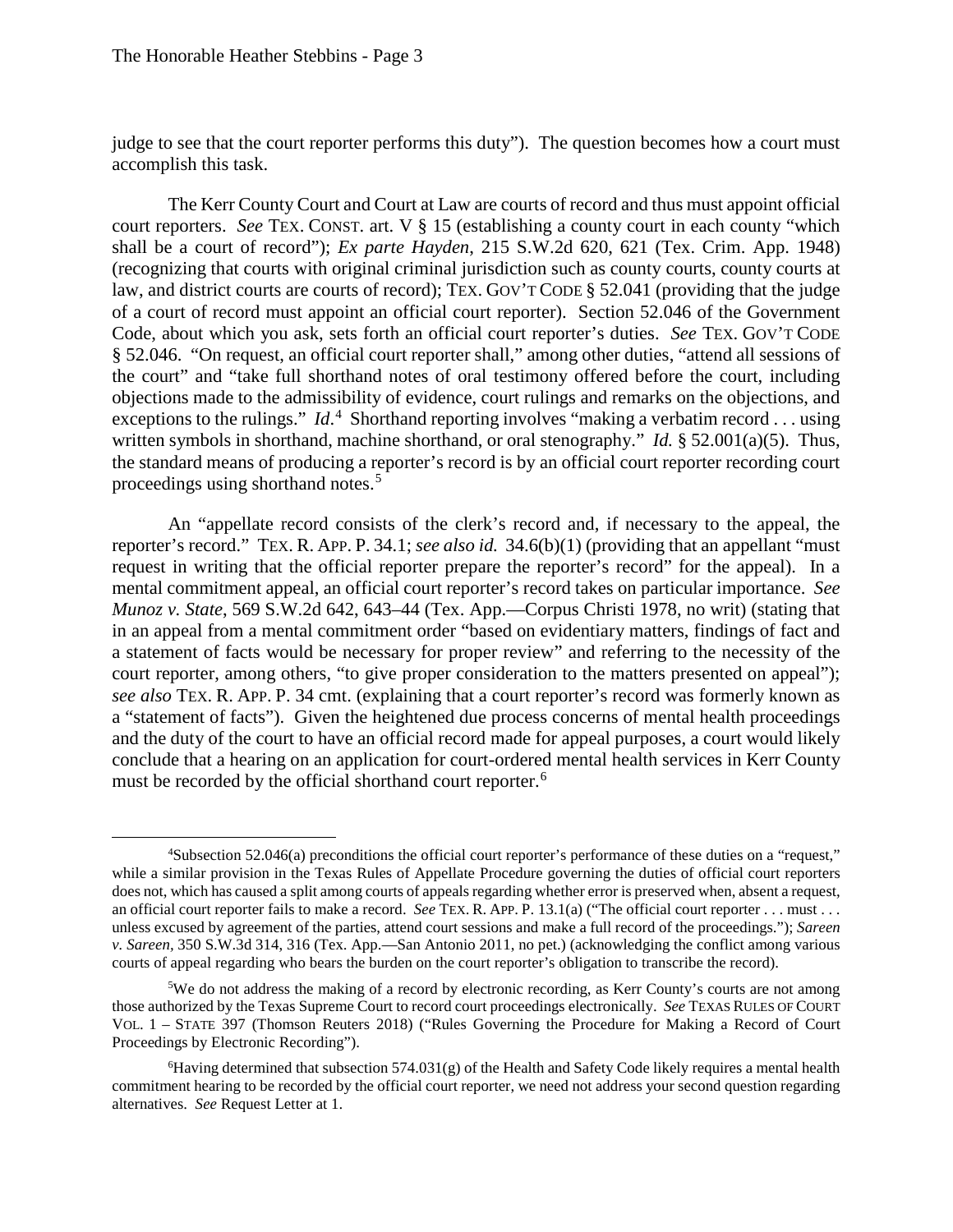judge to see that the court reporter performs this duty"). The question becomes how a court must accomplish this task.

The Kerr County Court and Court at Law are courts of record and thus must appoint official court reporters. *See* TEX. CONST. art. V § 15 (establishing a county court in each county "which shall be a court of record"); *Ex parte Hayden*, 215 S.W.2d 620, 621 (Tex. Crim. App. 1948) (recognizing that courts with original criminal jurisdiction such as county courts, county courts at law, and district courts are courts of record); TEX. GOV'T CODE § 52.041 (providing that the judge of a court of record must appoint an official court reporter). Section 52.046 of the Government Code, about which you ask, sets forth an official court reporter's duties. *See* TEX. GOV'T CODE § 52.046. "On request, an official court reporter shall," among other duties, "attend all sessions of the court" and "take full shorthand notes of oral testimony offered before the court, including objections made to the admissibility of evidence, court rulings and remarks on the objections, and exceptions to the rulings." *Id*.[4] Shorthand reporting involves "making a verbatim record . . . using written symbols in shorthand, machine shorthand, or oral stenography." *Id.* § 52.001(a)(5). Thus, the standard means of producing a reporter's record is by an official court reporter recording court proceedings using shorthand notes.[5]

An "appellate record consists of the clerk's record and, if necessary to the appeal, the reporter's record." TEX. R. APP. P. 34.1; *see also id.* 34.6(b)(1) (providing that an appellant "must request in writing that the official reporter prepare the reporter's record" for the appeal). In a mental commitment appeal, an official court reporter's record takes on particular importance. *See Munoz v. State*, 569 S.W.2d 642, 643–44 (Tex. App.—Corpus Christi 1978, no writ) (stating that in an appeal from a mental commitment order "based on evidentiary matters, findings of fact and a statement of facts would be necessary for proper review" and referring to the necessity of the court reporter, among others, "to give proper consideration to the matters presented on appeal"); *see also* TEX. R. APP. P. 34 cmt. (explaining that a court reporter's record was formerly known as a "statement of facts"). Given the heightened due process concerns of mental health proceedings and the duty of the court to have an official record made for appeal purposes, a court would likely conclude that a hearing on an application for court-ordered mental health services in Kerr County must be recorded by the official shorthand court reporter.[6]

---

[4] Subsection 52.046(a) preconditions the official court reporter's performance of these duties on a "request," while a similar provision in the Texas Rules of Appellate Procedure governing the duties of official court reporters does not, which has caused a split among courts of appeals regarding whether error is preserved when, absent a request, an official court reporter fails to make a record. *See* TEX. R. APP. P. 13.1(a) ("The official court reporter . . . must . . . unless excused by agreement of the parties, attend court sessions and make a full record of the proceedings."); *Sareen v. Sareen*, 350 S.W.3d 314, 316 (Tex. App.—San Antonio 2011, no pet.) (acknowledging the conflict among various courts of appeal regarding who bears the burden on the court reporter's obligation to transcribe the record).

[5] We do not address the making of a record by electronic recording, as Kerr County's courts are not among those authorized by the Texas Supreme Court to record court proceedings electronically. *See* TEXAS RULES OF COURT VOL. 1 – STATE 397 (Thomson Reuters 2018) ("Rules Governing the Procedure for Making a Record of Court Proceedings by Electronic Recording").

[6] Having determined that subsection 574.031(g) of the Health and Safety Code likely requires a mental health commitment hearing to be recorded by the official court reporter, we need not address your second question regarding alternatives. *See* Request Letter at 1.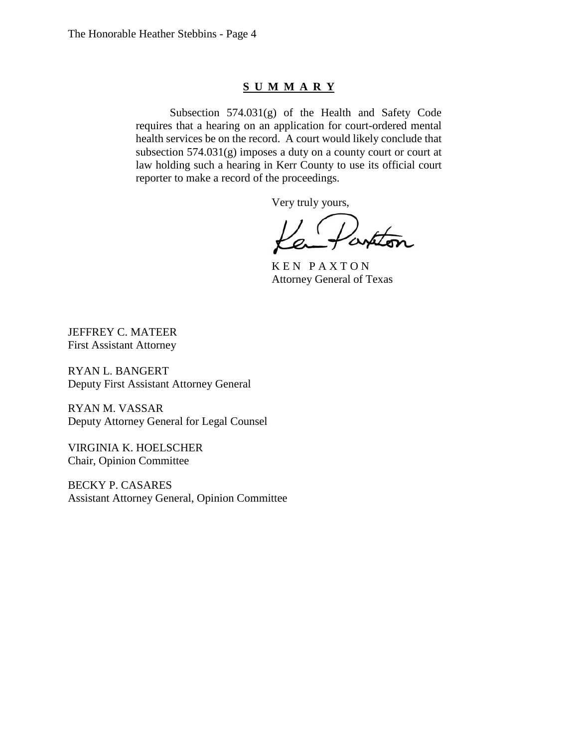## **S U M M A R Y**

Subsection 574.031(g) of the Health and Safety Code requires that a hearing on an application for court-ordered mental health services be on the record. A court would likely conclude that subsection 574.031(g) imposes a duty on a county court or court at law holding such a hearing in Kerr County to use its official court reporter to make a record of the proceedings.

Very truly yours,

KEN PAXTON
Attorney General of Texas

JEFFREY C. MATEER
First Assistant Attorney

RYAN L. BANGERT
Deputy First Assistant Attorney General

RYAN M. VASSAR
Deputy Attorney General for Legal Counsel

VIRGINIA K. HOELSCHER
Chair, Opinion Committee

BECKY P. CASARES
Assistant Attorney General, Opinion Committee